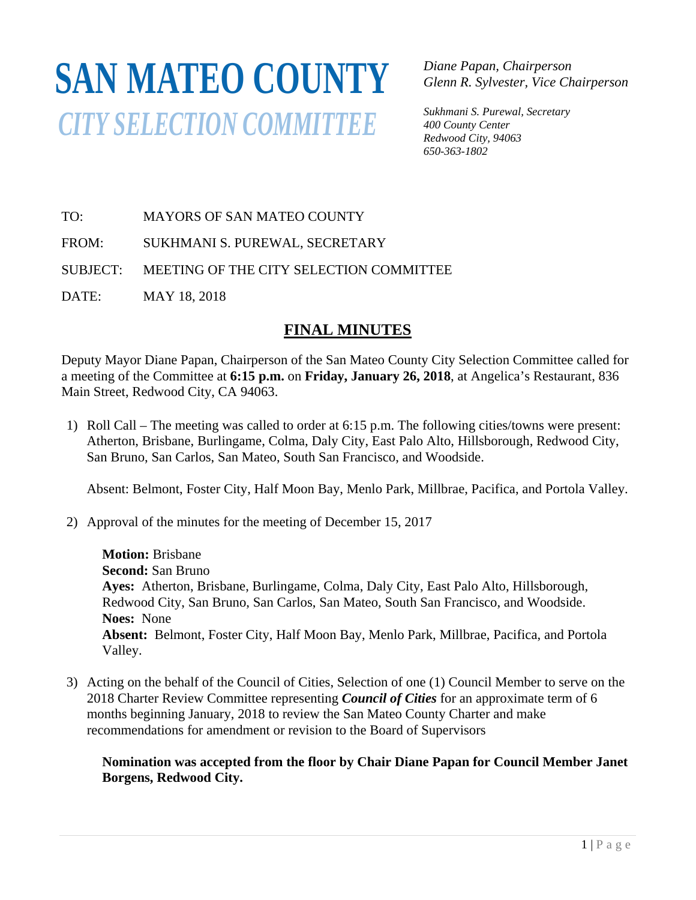# SAN MATEO COUNTY
## *CITY SELECTION COMMITTEE*

*Diane Papan, Chairperson*
*Glenn R. Sylvester, Vice Chairperson*

*Sukhmani S. Purewal, Secretary*
*400 County Center*
*Redwood City, 94063*
*650-363-1802*

TO: MAYORS OF SAN MATEO COUNTY

FROM: SUKHMANI S. PUREWAL, SECRETARY

SUBJECT: MEETING OF THE CITY SELECTION COMMITTEE

DATE: MAY 18, 2018

## FINAL MINUTES

Deputy Mayor Diane Papan, Chairperson of the San Mateo County City Selection Committee called for a meeting of the Committee at **6:15 p.m.** on **Friday, January 26, 2018**, at Angelica's Restaurant, 836 Main Street, Redwood City, CA 94063.

1) Roll Call – The meeting was called to order at 6:15 p.m. The following cities/towns were present: Atherton, Brisbane, Burlingame, Colma, Daly City, East Palo Alto, Hillsborough, Redwood City, San Bruno, San Carlos, San Mateo, South San Francisco, and Woodside.

   Absent: Belmont, Foster City, Half Moon Bay, Menlo Park, Millbrae, Pacifica, and Portola Valley.

2) Approval of the minutes for the meeting of December 15, 2017

   **Motion:** Brisbane
   **Second:** San Bruno
   **Ayes:** Atherton, Brisbane, Burlingame, Colma, Daly City, East Palo Alto, Hillsborough, Redwood City, San Bruno, San Carlos, San Mateo, South San Francisco, and Woodside.
   **Noes:** None
   **Absent:** Belmont, Foster City, Half Moon Bay, Menlo Park, Millbrae, Pacifica, and Portola Valley.

3) Acting on the behalf of the Council of Cities, Selection of one (1) Council Member to serve on the 2018 Charter Review Committee representing ***Council of Cities*** for an approximate term of 6 months beginning January, 2018 to review the San Mateo County Charter and make recommendations for amendment or revision to the Board of Supervisors

   **Nomination was accepted from the floor by Chair Diane Papan for Council Member Janet Borgens, Redwood City.**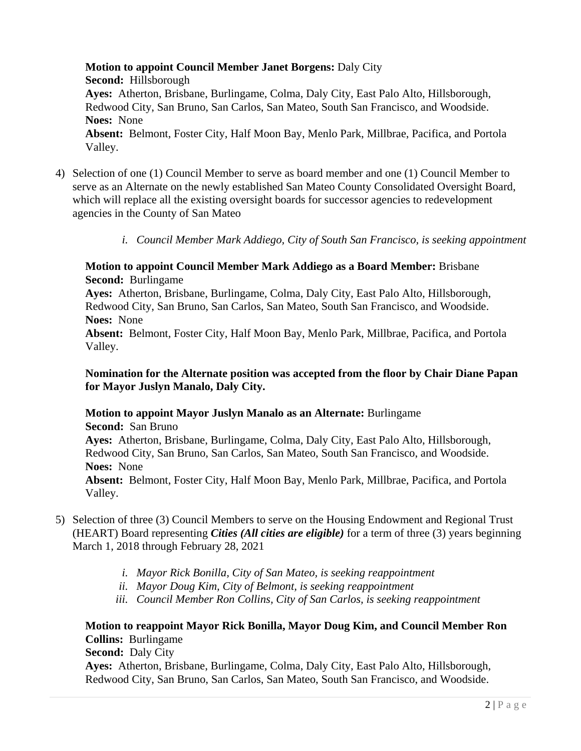**Motion to appoint Council Member Janet Borgens:** Daly City
**Second:** Hillsborough
**Ayes:** Atherton, Brisbane, Burlingame, Colma, Daly City, East Palo Alto, Hillsborough, Redwood City, San Bruno, San Carlos, San Mateo, South San Francisco, and Woodside.
**Noes:** None
**Absent:** Belmont, Foster City, Half Moon Bay, Menlo Park, Millbrae, Pacifica, and Portola Valley.

4) Selection of one (1) Council Member to serve as board member and one (1) Council Member to serve as an Alternate on the newly established San Mateo County Consolidated Oversight Board, which will replace all the existing oversight boards for successor agencies to redevelopment agencies in the County of San Mateo

   i. *Council Member Mark Addiego, City of South San Francisco, is seeking appointment*

**Motion to appoint Council Member Mark Addiego as a Board Member:** Brisbane
**Second:** Burlingame
**Ayes:** Atherton, Brisbane, Burlingame, Colma, Daly City, East Palo Alto, Hillsborough, Redwood City, San Bruno, San Carlos, San Mateo, South San Francisco, and Woodside.
**Noes:** None
**Absent:** Belmont, Foster City, Half Moon Bay, Menlo Park, Millbrae, Pacifica, and Portola Valley.

**Nomination for the Alternate position was accepted from the floor by Chair Diane Papan for Mayor Juslyn Manalo, Daly City.**

**Motion to appoint Mayor Juslyn Manalo as an Alternate:** Burlingame
**Second:** San Bruno
**Ayes:** Atherton, Brisbane, Burlingame, Colma, Daly City, East Palo Alto, Hillsborough, Redwood City, San Bruno, San Carlos, San Mateo, South San Francisco, and Woodside.
**Noes:** None
**Absent:** Belmont, Foster City, Half Moon Bay, Menlo Park, Millbrae, Pacifica, and Portola Valley.

5) Selection of three (3) Council Members to serve on the Housing Endowment and Regional Trust (HEART) Board representing ***Cities (All cities are eligible)*** for a term of three (3) years beginning March 1, 2018 through February 28, 2021

   i. *Mayor Rick Bonilla, City of San Mateo, is seeking reappointment*
   ii. *Mayor Doug Kim, City of Belmont, is seeking reappointment*
   iii. *Council Member Ron Collins, City of San Carlos, is seeking reappointment*

**Motion to reappoint Mayor Rick Bonilla, Mayor Doug Kim, and Council Member Ron Collins:** Burlingame
**Second:** Daly City
**Ayes:** Atherton, Brisbane, Burlingame, Colma, Daly City, East Palo Alto, Hillsborough, Redwood City, San Bruno, San Carlos, San Mateo, South San Francisco, and Woodside.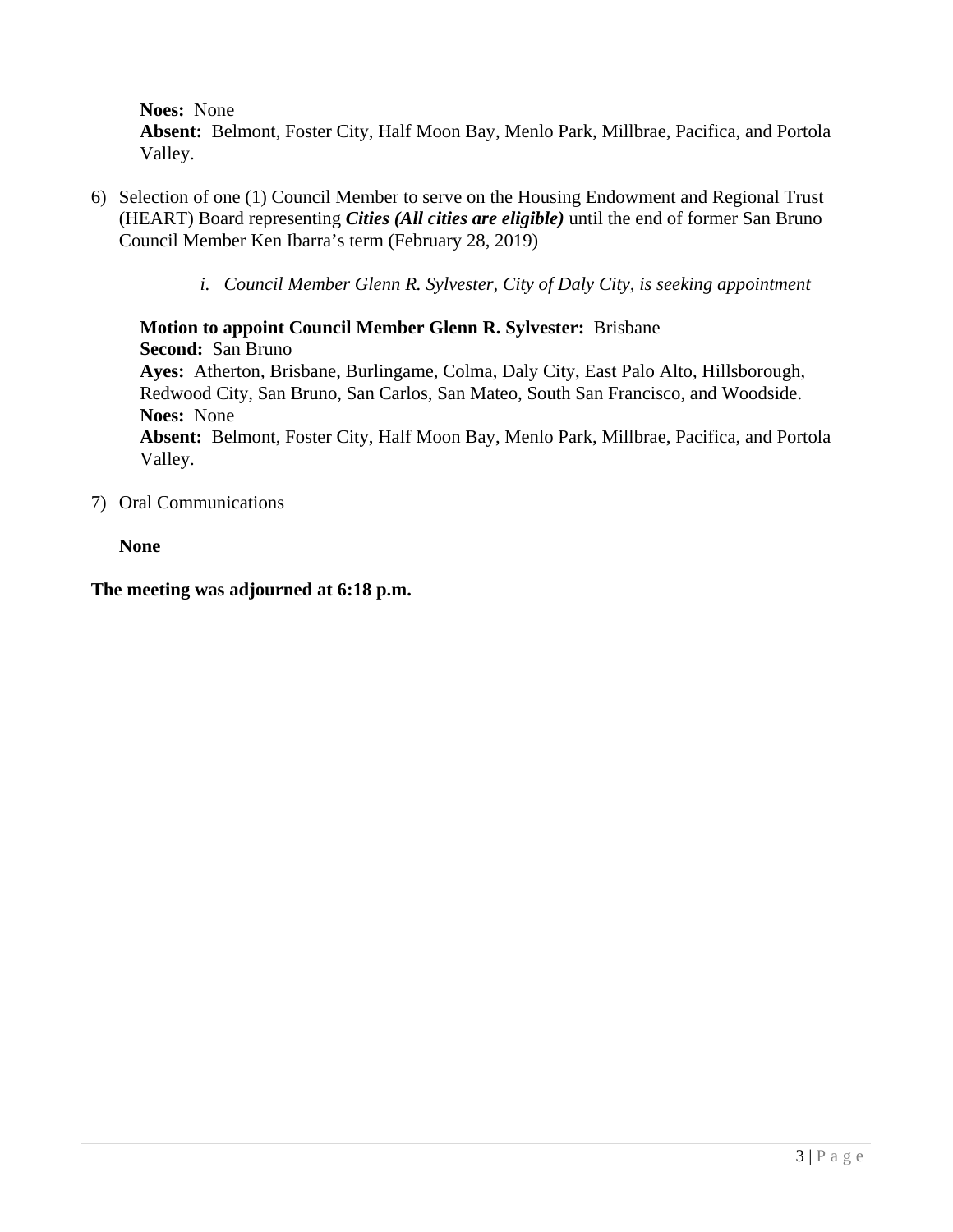**Noes:** None
**Absent:** Belmont, Foster City, Half Moon Bay, Menlo Park, Millbrae, Pacifica, and Portola Valley.

6) Selection of one (1) Council Member to serve on the Housing Endowment and Regional Trust (HEART) Board representing ***Cities (All cities are eligible)*** until the end of former San Bruno Council Member Ken Ibarra's term (February 28, 2019)

    i. *Council Member Glenn R. Sylvester, City of Daly City, is seeking appointment*

    **Motion to appoint Council Member Glenn R. Sylvester:** Brisbane
    **Second:** San Bruno
    **Ayes:** Atherton, Brisbane, Burlingame, Colma, Daly City, East Palo Alto, Hillsborough, Redwood City, San Bruno, San Carlos, San Mateo, South San Francisco, and Woodside.
    **Noes:** None
    **Absent:** Belmont, Foster City, Half Moon Bay, Menlo Park, Millbrae, Pacifica, and Portola Valley.

7) Oral Communications

    **None**

**The meeting was adjourned at 6:18 p.m.**